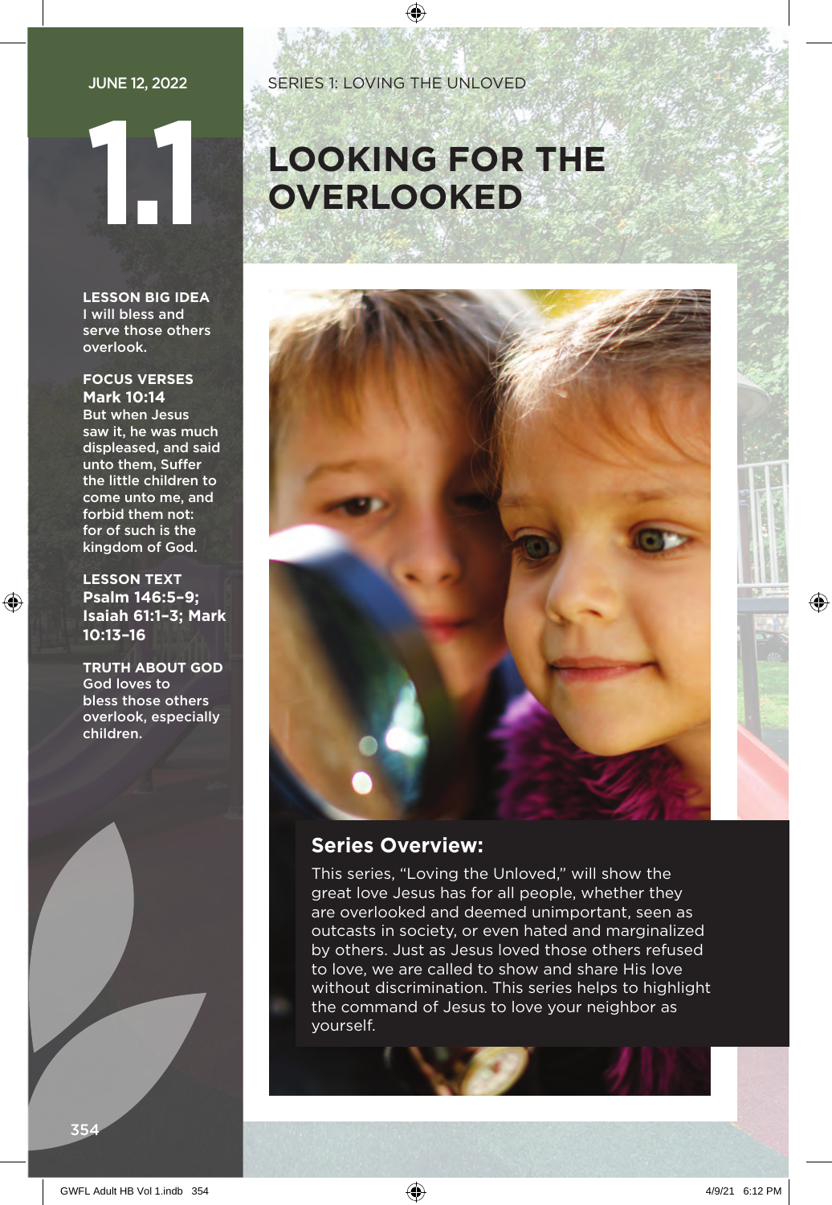JUNE 12, 2022

SERIES 1: LOVING THE UNLOVED

# 1.1

# LOOKING FOR THE OVERLOOKED

**LESSON BIG IDEA**
I will bless and serve those others overlook.

**FOCUS VERSES**
**Mark 10:14**
But when Jesus saw it, he was much displeased, and said unto them, Suffer the little children to come unto me, and forbid them not: for of such is the kingdom of God.

**LESSON TEXT**
**Psalm 146:5–9; Isaiah 61:1–3; Mark 10:13–16**

**TRUTH ABOUT GOD**
God loves to bless those others overlook, especially children.

## Series Overview:

This series, "Loving the Unloved," will show the great love Jesus has for all people, whether they are overlooked and deemed unimportant, seen as outcasts in society, or even hated and marginalized by others. Just as Jesus loved those others refused to love, we are called to show and share His love without discrimination. This series helps to highlight the command of Jesus to love your neighbor as yourself.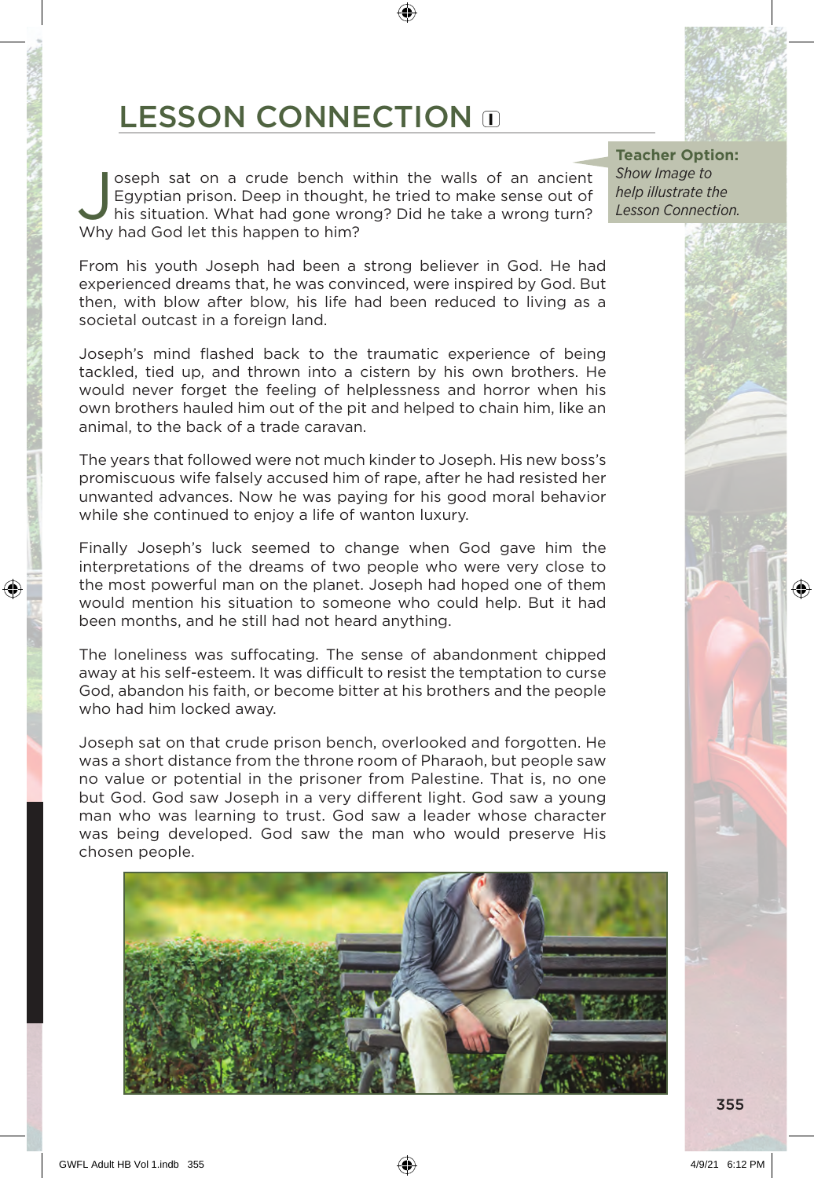# LESSON CONNECTION

**Teacher Option:** *Show Image to help illustrate the Lesson Connection.*

Joseph sat on a crude bench within the walls of an ancient Egyptian prison. Deep in thought, he tried to make sense out of his situation. What had gone wrong? Did he take a wrong turn? Why had God let this happen to him?

From his youth Joseph had been a strong believer in God. He had experienced dreams that, he was convinced, were inspired by God. But then, with blow after blow, his life had been reduced to living as a societal outcast in a foreign land.

Joseph's mind flashed back to the traumatic experience of being tackled, tied up, and thrown into a cistern by his own brothers. He would never forget the feeling of helplessness and horror when his own brothers hauled him out of the pit and helped to chain him, like an animal, to the back of a trade caravan.

The years that followed were not much kinder to Joseph. His new boss's promiscuous wife falsely accused him of rape, after he had resisted her unwanted advances. Now he was paying for his good moral behavior while she continued to enjoy a life of wanton luxury.

Finally Joseph's luck seemed to change when God gave him the interpretations of the dreams of two people who were very close to the most powerful man on the planet. Joseph had hoped one of them would mention his situation to someone who could help. But it had been months, and he still had not heard anything.

The loneliness was suffocating. The sense of abandonment chipped away at his self-esteem. It was difficult to resist the temptation to curse God, abandon his faith, or become bitter at his brothers and the people who had him locked away.

Joseph sat on that crude prison bench, overlooked and forgotten. He was a short distance from the throne room of Pharaoh, but people saw no value or potential in the prisoner from Palestine. That is, no one but God. God saw Joseph in a very different light. God saw a young man who was learning to trust. God saw a leader whose character was being developed. God saw the man who would preserve His chosen people.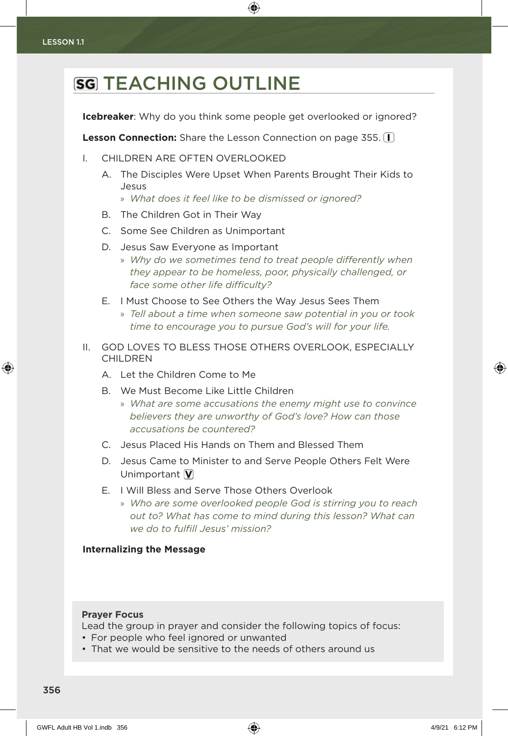# SG TEACHING OUTLINE

**Icebreaker**: Why do you think some people get overlooked or ignored?

**Lesson Connection:** Share the Lesson Connection on page 355. I

I. CHILDREN ARE OFTEN OVERLOOKED

   A. The Disciples Were Upset When Parents Brought Their Kids to Jesus
      - » *What does it feel like to be dismissed or ignored?*

   B. The Children Got in Their Way

   C. Some See Children as Unimportant

   D. Jesus Saw Everyone as Important
      - » *Why do we sometimes tend to treat people differently when they appear to be homeless, poor, physically challenged, or face some other life difficulty?*

   E. I Must Choose to See Others the Way Jesus Sees Them
      - » *Tell about a time when someone saw potential in you or took time to encourage you to pursue God's will for your life.*

II. GOD LOVES TO BLESS THOSE OTHERS OVERLOOK, ESPECIALLY CHILDREN

   A. Let the Children Come to Me

   B. We Must Become Like Little Children
      - » *What are some accusations the enemy might use to convince believers they are unworthy of God's love? How can those accusations be countered?*

   C. Jesus Placed His Hands on Them and Blessed Them

   D. Jesus Came to Minister to and Serve People Others Felt Were Unimportant V

   E. I Will Bless and Serve Those Others Overlook
      - » *Who are some overlooked people God is stirring you to reach out to? What has come to mind during this lesson? What can we do to fulfill Jesus' mission?*

**Internalizing the Message**

**Prayer Focus**
Lead the group in prayer and consider the following topics of focus:
- For people who feel ignored or unwanted
- That we would be sensitive to the needs of others around us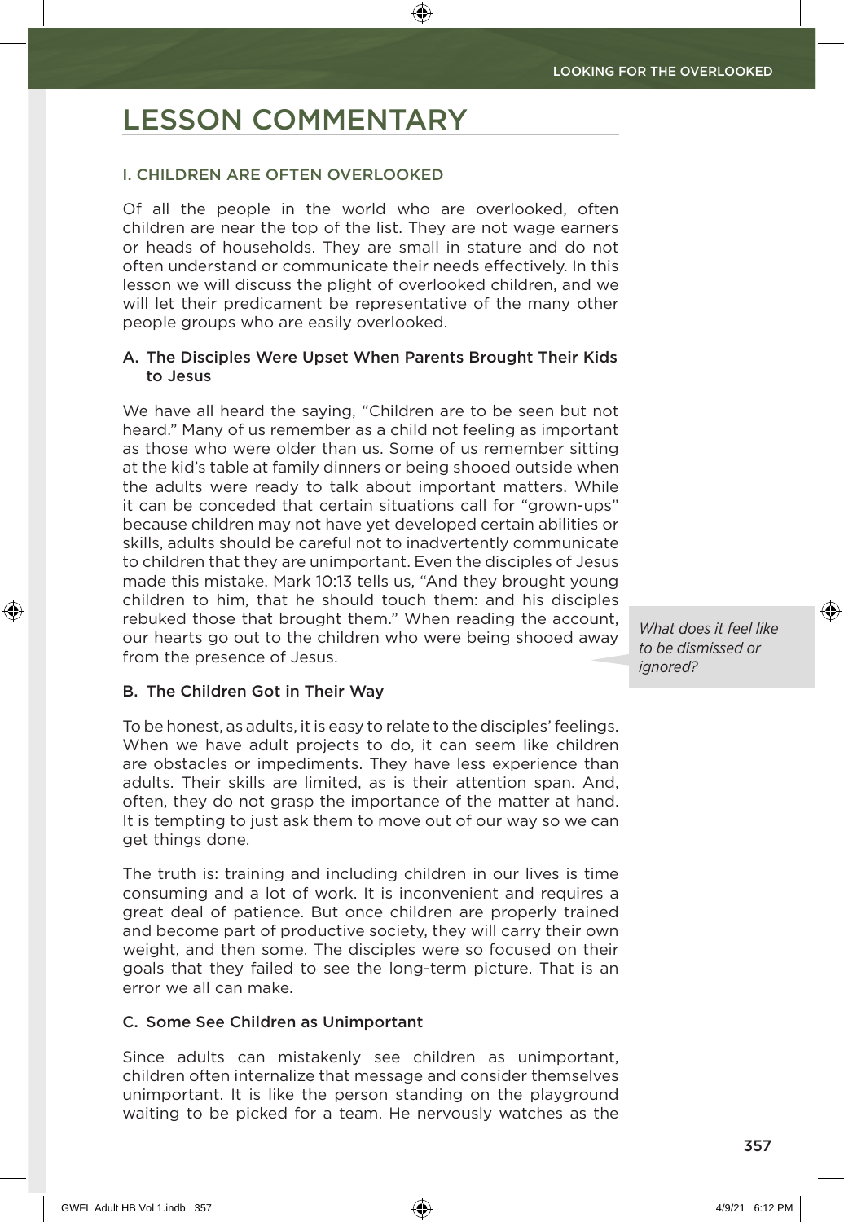# LESSON COMMENTARY

## I. CHILDREN ARE OFTEN OVERLOOKED

Of all the people in the world who are overlooked, often children are near the top of the list. They are not wage earners or heads of households. They are small in stature and do not often understand or communicate their needs effectively. In this lesson we will discuss the plight of overlooked children, and we will let their predicament be representative of the many other people groups who are easily overlooked.

### A. The Disciples Were Upset When Parents Brought Their Kids to Jesus

We have all heard the saying, "Children are to be seen but not heard." Many of us remember as a child not feeling as important as those who were older than us. Some of us remember sitting at the kid's table at family dinners or being shooed outside when the adults were ready to talk about important matters. While it can be conceded that certain situations call for "grown-ups" because children may not have yet developed certain abilities or skills, adults should be careful not to inadvertently communicate to children that they are unimportant. Even the disciples of Jesus made this mistake. Mark 10:13 tells us, "And they brought young children to him, that he should touch them: and his disciples rebuked those that brought them." When reading the account, our hearts go out to the children who were being shooed away from the presence of Jesus.

*What does it feel like to be dismissed or ignored?*

### B. The Children Got in Their Way

To be honest, as adults, it is easy to relate to the disciples' feelings. When we have adult projects to do, it can seem like children are obstacles or impediments. They have less experience than adults. Their skills are limited, as is their attention span. And, often, they do not grasp the importance of the matter at hand. It is tempting to just ask them to move out of our way so we can get things done.

The truth is: training and including children in our lives is time consuming and a lot of work. It is inconvenient and requires a great deal of patience. But once children are properly trained and become part of productive society, they will carry their own weight, and then some. The disciples were so focused on their goals that they failed to see the long-term picture. That is an error we all can make.

### C. Some See Children as Unimportant

Since adults can mistakenly see children as unimportant, children often internalize that message and consider themselves unimportant. It is like the person standing on the playground waiting to be picked for a team. He nervously watches as the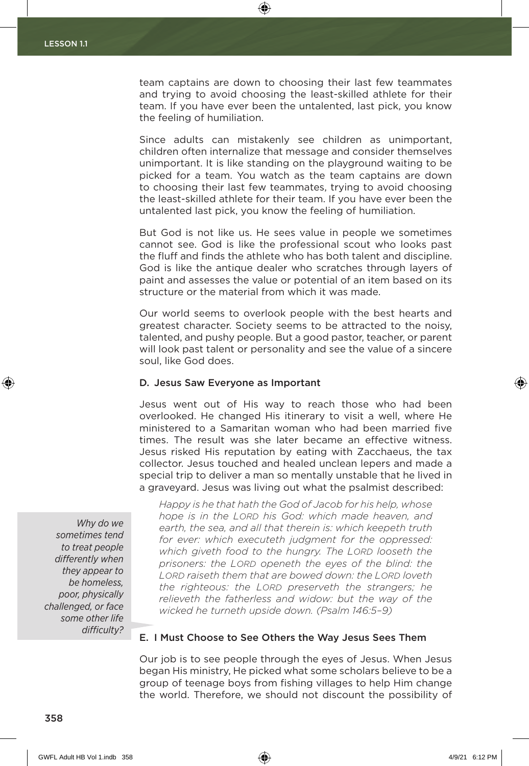team captains are down to choosing their last few teammates and trying to avoid choosing the least-skilled athlete for their team. If you have ever been the untalented, last pick, you know the feeling of humiliation.

Since adults can mistakenly see children as unimportant, children often internalize that message and consider themselves unimportant. It is like standing on the playground waiting to be picked for a team. You watch as the team captains are down to choosing their last few teammates, trying to avoid choosing the least-skilled athlete for their team. If you have ever been the untalented last pick, you know the feeling of humiliation.

But God is not like us. He sees value in people we sometimes cannot see. God is like the professional scout who looks past the fluff and finds the athlete who has both talent and discipline. God is like the antique dealer who scratches through layers of paint and assesses the value or potential of an item based on its structure or the material from which it was made.

Our world seems to overlook people with the best hearts and greatest character. Society seems to be attracted to the noisy, talented, and pushy people. But a good pastor, teacher, or parent will look past talent or personality and see the value of a sincere soul, like God does.

### D. Jesus Saw Everyone as Important

Jesus went out of His way to reach those who had been overlooked. He changed His itinerary to visit a well, where He ministered to a Samaritan woman who had been married five times. The result was she later became an effective witness. Jesus risked His reputation by eating with Zacchaeus, the tax collector. Jesus touched and healed unclean lepers and made a special trip to deliver a man so mentally unstable that he lived in a graveyard. Jesus was living out what the psalmist described:

> *Happy is he that hath the God of Jacob for his help, whose hope is in the LORD his God: which made heaven, and earth, the sea, and all that therein is: which keepeth truth for ever: which executeth judgment for the oppressed: which giveth food to the hungry. The LORD looseth the prisoners: the LORD openeth the eyes of the blind: the LORD raiseth them that are bowed down: the LORD loveth the righteous: the LORD preserveth the strangers; he relieveth the fatherless and widow: but the way of the wicked he turneth upside down. (Psalm 146:5–9)*

*Why do we sometimes tend to treat people differently when they appear to be homeless, poor, physically challenged, or face some other life difficulty?*

### E. I Must Choose to See Others the Way Jesus Sees Them

Our job is to see people through the eyes of Jesus. When Jesus began His ministry, He picked what some scholars believe to be a group of teenage boys from fishing villages to help Him change the world. Therefore, we should not discount the possibility of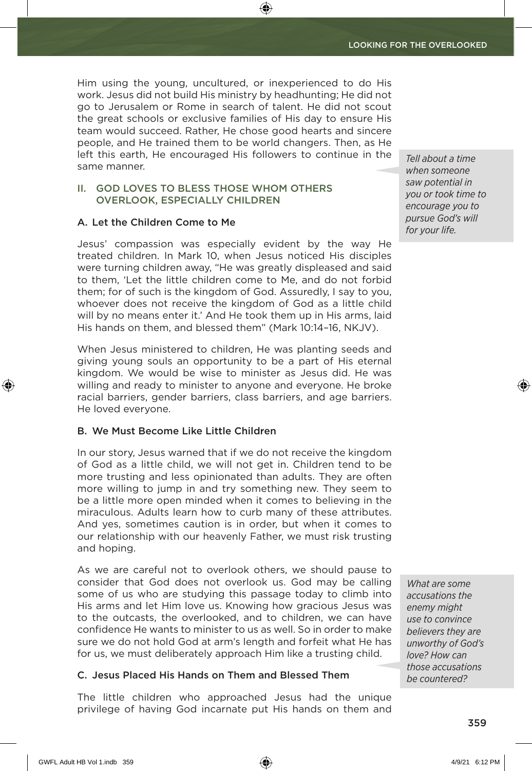Him using the young, uncultured, or inexperienced to do His work. Jesus did not build His ministry by headhunting; He did not go to Jerusalem or Rome in search of talent. He did not scout the great schools or exclusive families of His day to ensure His team would succeed. Rather, He chose good hearts and sincere people, and He trained them to be world changers. Then, as He left this earth, He encouraged His followers to continue in the same manner.

*Tell about a time when someone saw potential in you or took time to encourage you to pursue God's will for your life.*

## II. GOD LOVES TO BLESS THOSE WHOM OTHERS OVERLOOK, ESPECIALLY CHILDREN

### A. Let the Children Come to Me

Jesus' compassion was especially evident by the way He treated children. In Mark 10, when Jesus noticed His disciples were turning children away, "He was greatly displeased and said to them, 'Let the little children come to Me, and do not forbid them; for of such is the kingdom of God. Assuredly, I say to you, whoever does not receive the kingdom of God as a little child will by no means enter it.' And He took them up in His arms, laid His hands on them, and blessed them" (Mark 10:14–16, NKJV).

When Jesus ministered to children, He was planting seeds and giving young souls an opportunity to be a part of His eternal kingdom. We would be wise to minister as Jesus did. He was willing and ready to minister to anyone and everyone. He broke racial barriers, gender barriers, class barriers, and age barriers. He loved everyone.

### B. We Must Become Like Little Children

In our story, Jesus warned that if we do not receive the kingdom of God as a little child, we will not get in. Children tend to be more trusting and less opinionated than adults. They are often more willing to jump in and try something new. They seem to be a little more open minded when it comes to believing in the miraculous. Adults learn how to curb many of these attributes. And yes, sometimes caution is in order, but when it comes to our relationship with our heavenly Father, we must risk trusting and hoping.

As we are careful not to overlook others, we should pause to consider that God does not overlook us. God may be calling some of us who are studying this passage today to climb into His arms and let Him love us. Knowing how gracious Jesus was to the outcasts, the overlooked, and to children, we can have confidence He wants to minister to us as well. So in order to make sure we do not hold God at arm's length and forfeit what He has for us, we must deliberately approach Him like a trusting child.

*What are some accusations the enemy might use to convince believers they are unworthy of God's love? How can those accusations be countered?*

### C. Jesus Placed His Hands on Them and Blessed Them

The little children who approached Jesus had the unique privilege of having God incarnate put His hands on them and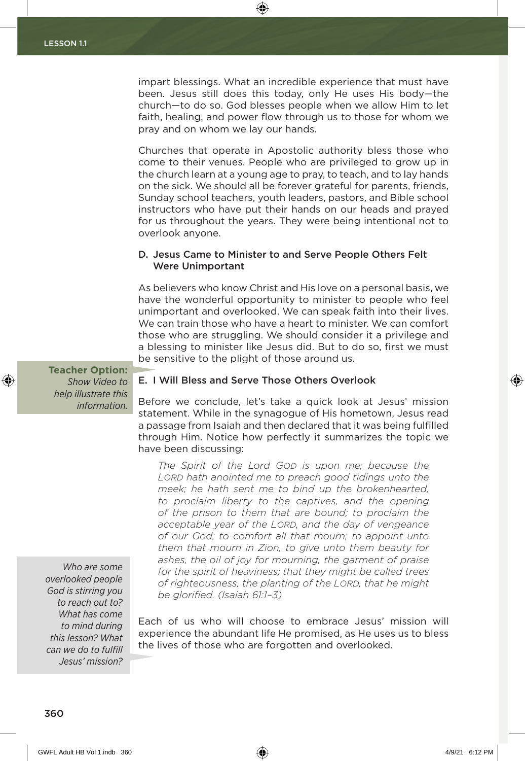impart blessings. What an incredible experience that must have been. Jesus still does this today, only He uses His body—the church—to do so. God blesses people when we allow Him to let faith, healing, and power flow through us to those for whom we pray and on whom we lay our hands.

Churches that operate in Apostolic authority bless those who come to their venues. People who are privileged to grow up in the church learn at a young age to pray, to teach, and to lay hands on the sick. We should all be forever grateful for parents, friends, Sunday school teachers, youth leaders, pastors, and Bible school instructors who have put their hands on our heads and prayed for us throughout the years. They were being intentional not to overlook anyone.

### D. Jesus Came to Minister to and Serve People Others Felt Were Unimportant

As believers who know Christ and His love on a personal basis, we have the wonderful opportunity to minister to people who feel unimportant and overlooked. We can speak faith into their lives. We can train those who have a heart to minister. We can comfort those who are struggling. We should consider it a privilege and a blessing to minister like Jesus did. But to do so, first we must be sensitive to the plight of those around us.

**Teacher Option:** *Show Video to help illustrate this information.*

### E. I Will Bless and Serve Those Others Overlook

Before we conclude, let's take a quick look at Jesus' mission statement. While in the synagogue of His hometown, Jesus read a passage from Isaiah and then declared that it was being fulfilled through Him. Notice how perfectly it summarizes the topic we have been discussing:

> *The Spirit of the Lord GOD is upon me; because the LORD hath anointed me to preach good tidings unto the meek; he hath sent me to bind up the brokenhearted, to proclaim liberty to the captives, and the opening of the prison to them that are bound; to proclaim the acceptable year of the LORD, and the day of vengeance of our God; to comfort all that mourn; to appoint unto them that mourn in Zion, to give unto them beauty for ashes, the oil of joy for mourning, the garment of praise for the spirit of heaviness; that they might be called trees of righteousness, the planting of the LORD, that he might be glorified. (Isaiah 61:1–3)*

*Who are some overlooked people God is stirring you to reach out to? What has come to mind during this lesson? What can we do to fulfill Jesus' mission?*

Each of us who will choose to embrace Jesus' mission will experience the abundant life He promised, as He uses us to bless the lives of those who are forgotten and overlooked.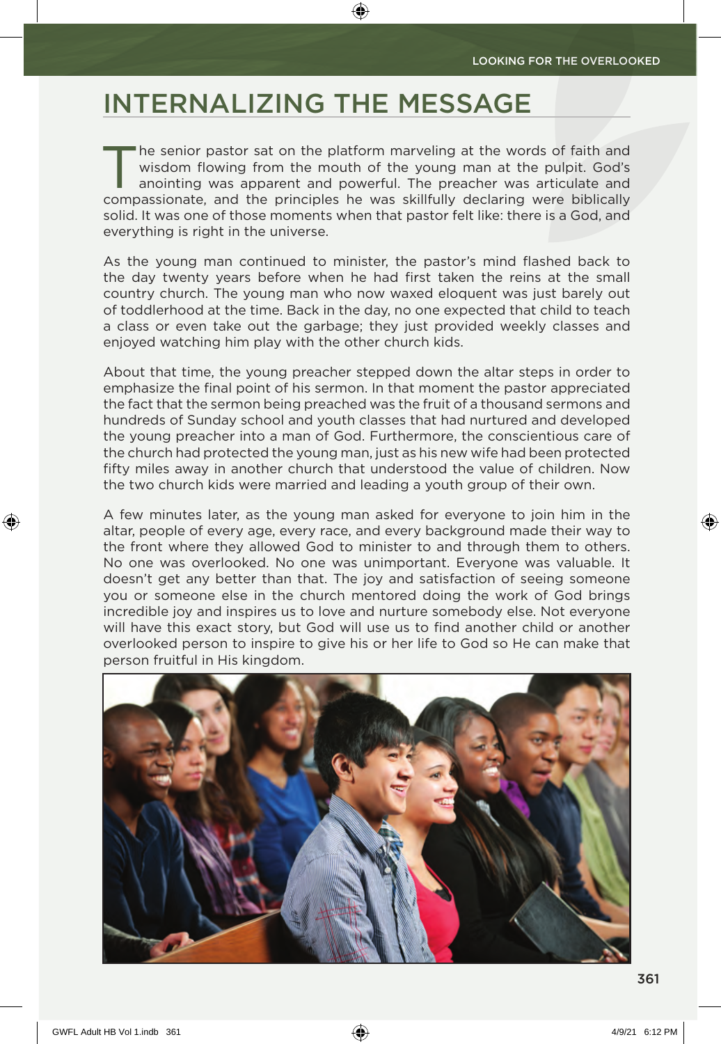# INTERNALIZING THE MESSAGE

The senior pastor sat on the platform marveling at the words of faith and wisdom flowing from the mouth of the young man at the pulpit. God's anointing was apparent and powerful. The preacher was articulate and compassionate, and the principles he was skillfully declaring were biblically solid. It was one of those moments when that pastor felt like: there is a God, and everything is right in the universe.

As the young man continued to minister, the pastor's mind flashed back to the day twenty years before when he had first taken the reins at the small country church. The young man who now waxed eloquent was just barely out of toddlerhood at the time. Back in the day, no one expected that child to teach a class or even take out the garbage; they just provided weekly classes and enjoyed watching him play with the other church kids.

About that time, the young preacher stepped down the altar steps in order to emphasize the final point of his sermon. In that moment the pastor appreciated the fact that the sermon being preached was the fruit of a thousand sermons and hundreds of Sunday school and youth classes that had nurtured and developed the young preacher into a man of God. Furthermore, the conscientious care of the church had protected the young man, just as his new wife had been protected fifty miles away in another church that understood the value of children. Now the two church kids were married and leading a youth group of their own.

A few minutes later, as the young man asked for everyone to join him in the altar, people of every age, every race, and every background made their way to the front where they allowed God to minister to and through them to others. No one was overlooked. No one was unimportant. Everyone was valuable. It doesn't get any better than that. The joy and satisfaction of seeing someone you or someone else in the church mentored doing the work of God brings incredible joy and inspires us to love and nurture somebody else. Not everyone will have this exact story, but God will use us to find another child or another overlooked person to inspire to give his or her life to God so He can make that person fruitful in His kingdom.